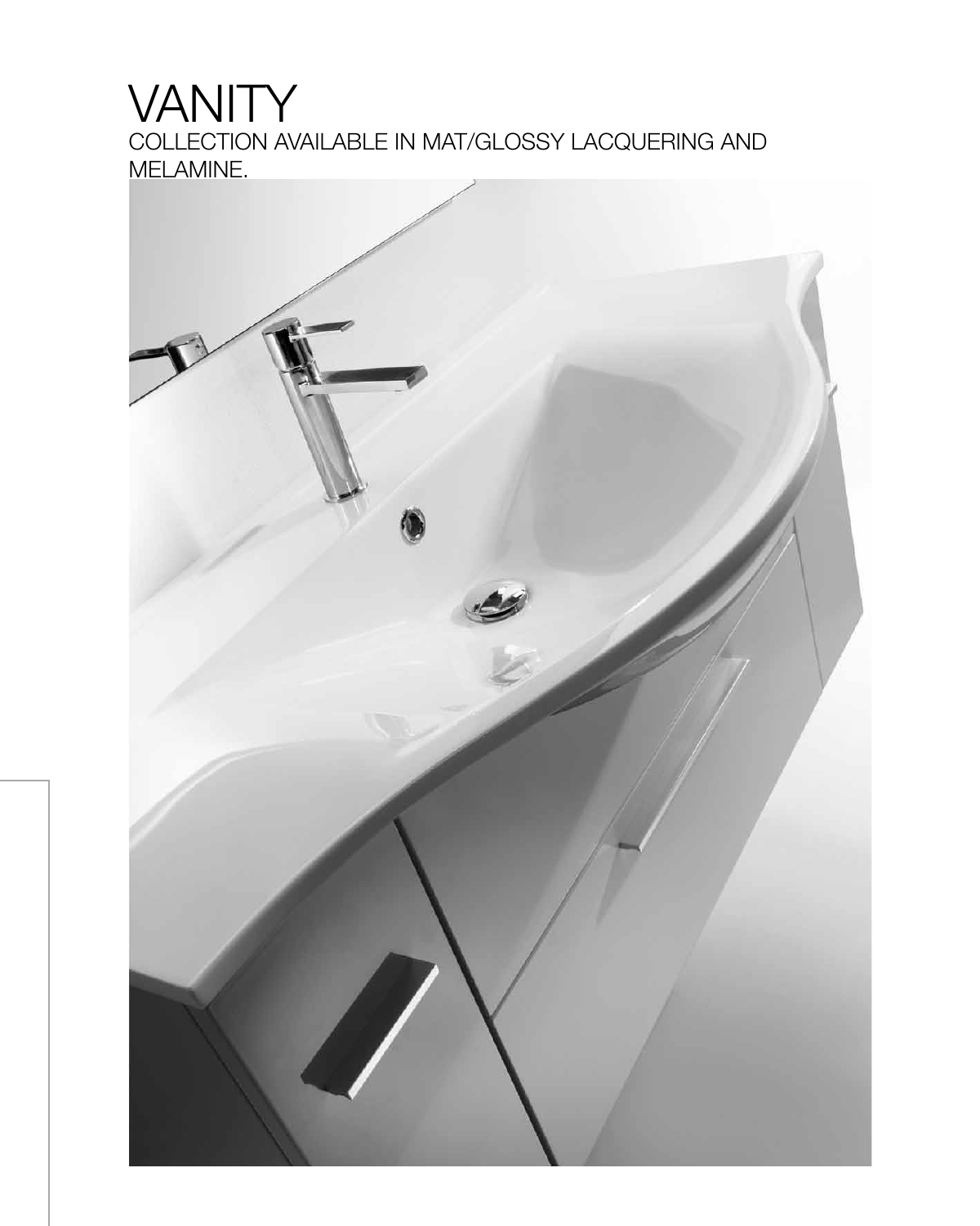# VANITY

COLLECTION AVAILABLE IN MAT/GLOSSY LACQUERING AND MELAMINE.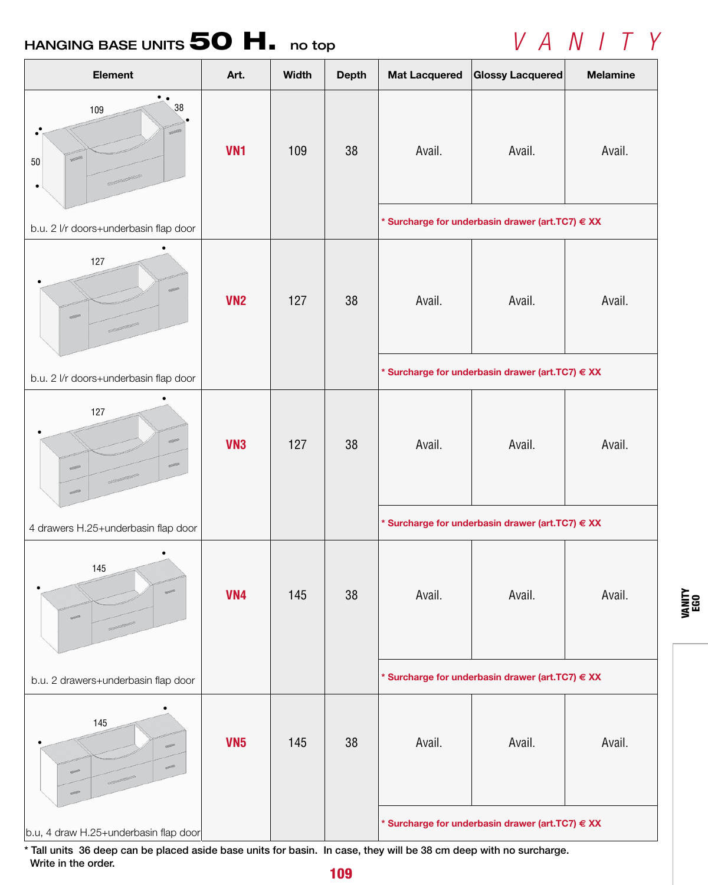# HANGING BASE UNITS 50 H. no top

VANITY

| Element | Art. | Width | Depth | Mat Lacquered | Glossy Lacquered | Melamine |
|---|---|---|---|---|---|---|
| 109 / 38 / 50 b.u. 2 l/r doors+underbasin flap door | VN1 | 109 | 38 | Avail. | Avail. | Avail. |
| | | | | * Surcharge for underbasin drawer (art.TC7) € XX | | |
| 127 b.u. 2 l/r doors+underbasin flap door | VN2 | 127 | 38 | Avail. | Avail. | Avail. |
| | | | | * Surcharge for underbasin drawer (art.TC7) € XX | | |
| 127 4 drawers H.25+underbasin flap door | VN3 | 127 | 38 | Avail. | Avail. | Avail. |
| | | | | * Surcharge for underbasin drawer (art.TC7) € XX | | |
| 145 b.u. 2 drawers+underbasin flap door | VN4 | 145 | 38 | Avail. | Avail. | Avail. |
| | | | | * Surcharge for underbasin drawer (art.TC7) € XX | | |
| 145 b.u, 4 draw H.25+underbasin flap door | VN5 | 145 | 38 | Avail. | Avail. | Avail. |
| | | | | * Surcharge for underbasin drawer (art.TC7) € XX | | |

\* Tall units 36 deep can be placed aside base units for basin. In case, they will be 38 cm deep with no surcharge. Write in the order.

VANITY EGO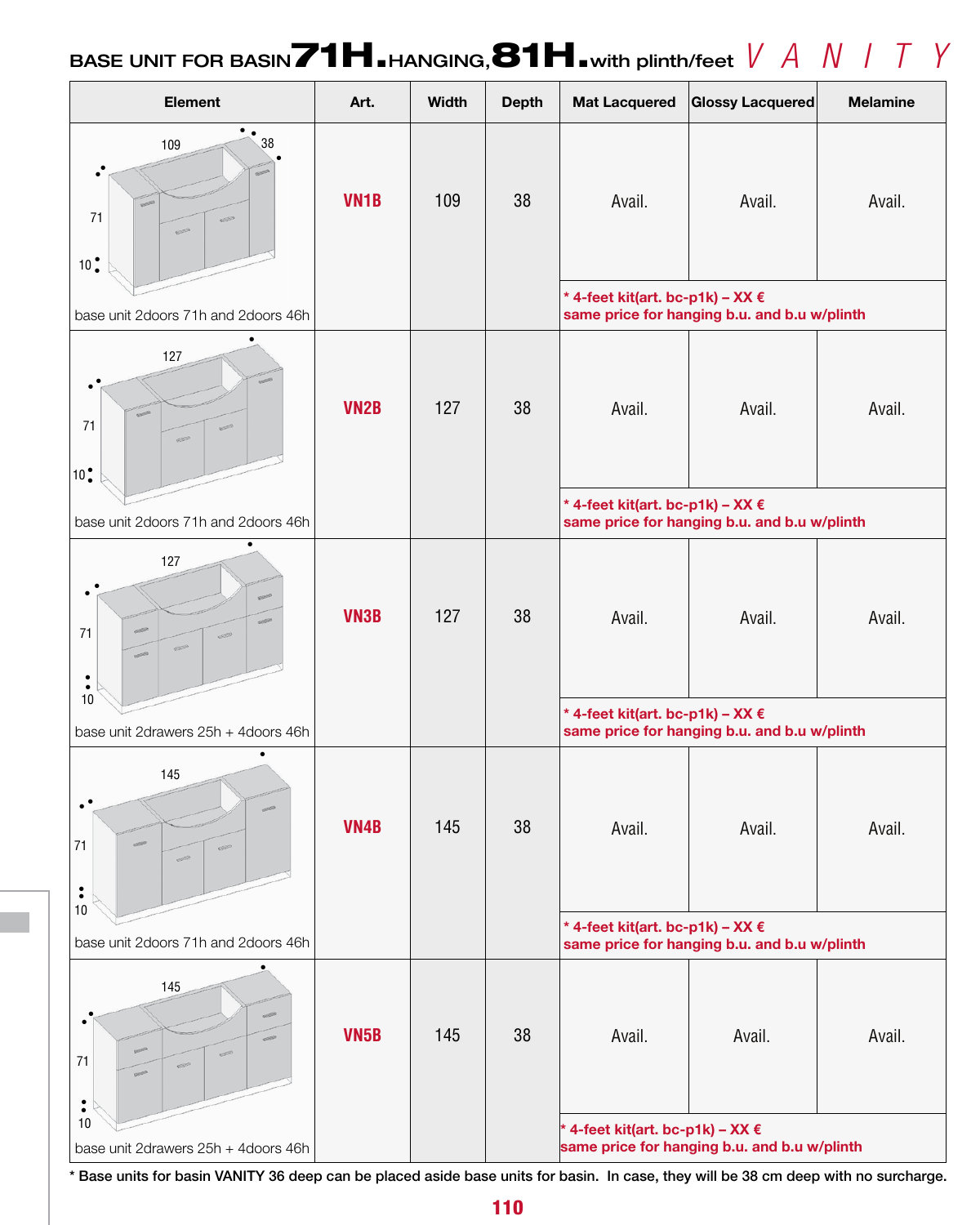# BASE UNIT FOR BASIN 71H. HANGING, 81H. with plinth/feet *VANITY*

| Element | Art. | Width | Depth | Mat Lacquered | Glossy Lacquered | Melamine |
|---|---|---|---|---|---|---|
| base unit 2doors 71h and 2doors 46h | **VN1B** | 109 | 38 | Avail. | Avail. | Avail. |
| | | | | **\* 4-feet kit(art. bc-p1k) – XX € same price for hanging b.u. and b.u w/plinth** | | |
| base unit 2doors 71h and 2doors 46h | **VN2B** | 127 | 38 | Avail. | Avail. | Avail. |
| | | | | **\* 4-feet kit(art. bc-p1k) – XX € same price for hanging b.u. and b.u w/plinth** | | |
| base unit 2drawers 25h + 4doors 46h | **VN3B** | 127 | 38 | Avail. | Avail. | Avail. |
| | | | | **\* 4-feet kit(art. bc-p1k) – XX € same price for hanging b.u. and b.u w/plinth** | | |
| base unit 2doors 71h and 2doors 46h | **VN4B** | 145 | 38 | Avail. | Avail. | Avail. |
| | | | | **\* 4-feet kit(art. bc-p1k) – XX € same price for hanging b.u. and b.u w/plinth** | | |
| base unit 2drawers 25h + 4doors 46h | **VN5B** | 145 | 38 | Avail. | Avail. | Avail. |
| | | | | **\* 4-feet kit(art. bc-p1k) – XX € same price for hanging b.u. and b.u w/plinth** | | |

\* Base units for basin VANITY 36 deep can be placed aside base units for basin. In case, they will be 38 cm deep with no surcharge.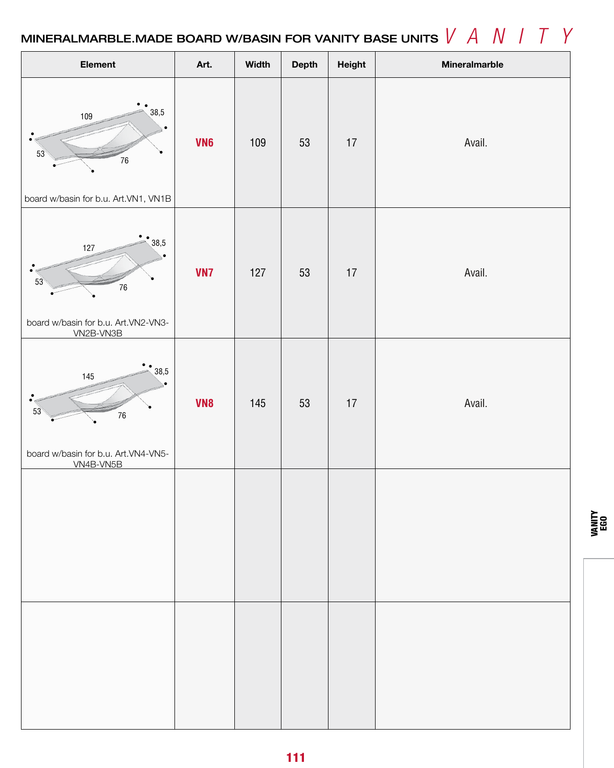## MINERALMARBLE.MADE BOARD W/BASIN FOR VANITY BASE UNITS *V A N I T Y*

| Element | Art. | Width | Depth | Height | Mineralmarble |
|---|---|---|---|---|---|
| 109 38,5 53 76<br>board w/basin for b.u. Art.VN1, VN1B | **VN6** | 109 | 53 | 17 | Avail. |
| 127 38,5 53 76<br>board w/basin for b.u. Art.VN2-VN3-VN2B-VN3B | **VN7** | 127 | 53 | 17 | Avail. |
| 145 38,5 53 76<br>board w/basin for b.u. Art.VN4-VN5-VN4B-VN5B | **VN8** | 145 | 53 | 17 | Avail. |
| | | | | | |
| | | | | | |

VANITY EGO